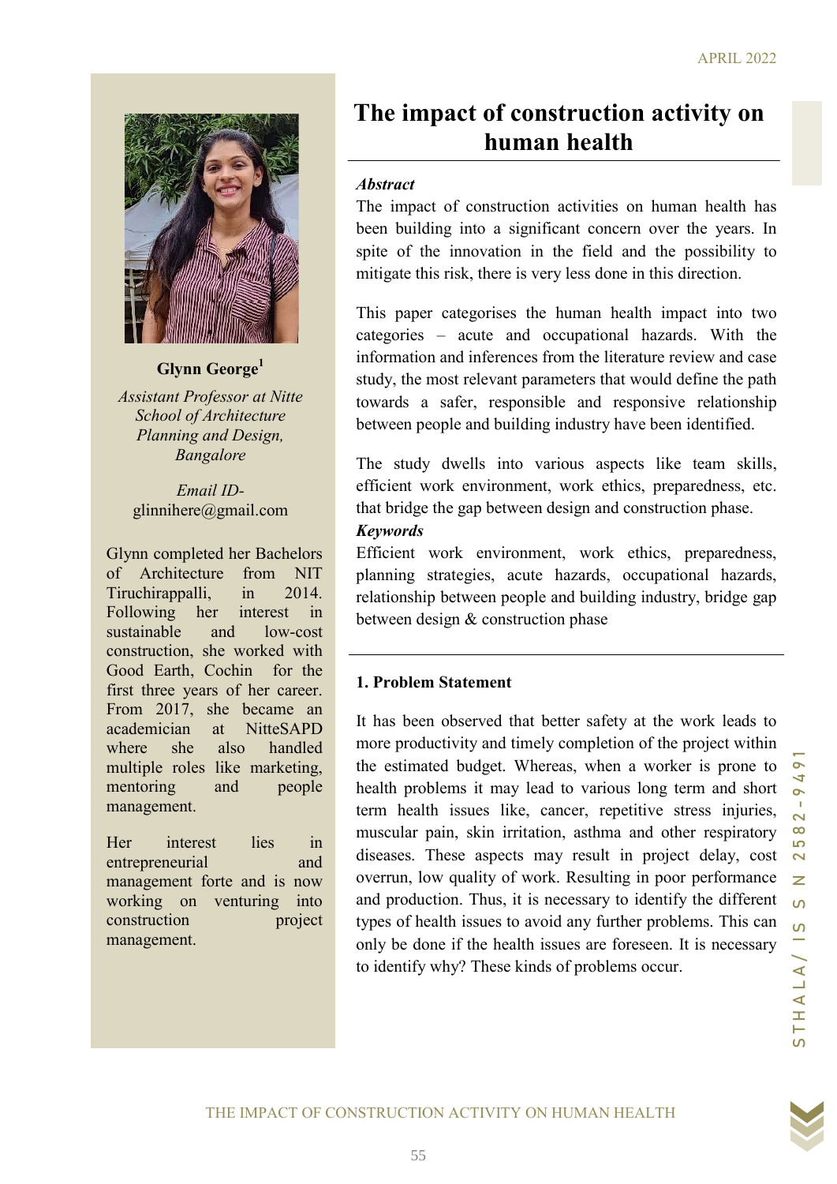# The impact of construction activity on human health

**Glynn George**[1]

*Assistant Professor at Nitte School of Architecture Planning and Design, Bangalore*

*Email ID-* glinnihere@gmail.com

Glynn completed her Bachelors of Architecture from NIT Tiruchirappalli, in 2014. Following her interest in sustainable and low-cost construction, she worked with Good Earth, Cochin for the first three years of her career. From 2017, she became an academician at NitteSAPD where she also handled multiple roles like marketing, mentoring and people management.

Her interest lies in entrepreneurial and management forte and is now working on venturing into construction project management.

***Abstract***

The impact of construction activities on human health has been building into a significant concern over the years. In spite of the innovation in the field and the possibility to mitigate this risk, there is very less done in this direction.

This paper categorises the human health impact into two categories – acute and occupational hazards. With the information and inferences from the literature review and case study, the most relevant parameters that would define the path towards a safer, responsible and responsive relationship between people and building industry have been identified.

The study dwells into various aspects like team skills, efficient work environment, work ethics, preparedness, etc. that bridge the gap between design and construction phase.

***Keywords***

Efficient work environment, work ethics, preparedness, planning strategies, acute hazards, occupational hazards, relationship between people and building industry, bridge gap between design & construction phase

## 1. Problem Statement

It has been observed that better safety at the work leads to more productivity and timely completion of the project within the estimated budget. Whereas, when a worker is prone to health problems it may lead to various long term and short term health issues like, cancer, repetitive stress injuries, muscular pain, skin irritation, asthma and other respiratory diseases. These aspects may result in project delay, cost overrun, low quality of work. Resulting in poor performance and production. Thus, it is necessary to identify the different types of health issues to avoid any further problems. This can only be done if the health issues are foreseen. It is necessary to identify why? These kinds of problems occur.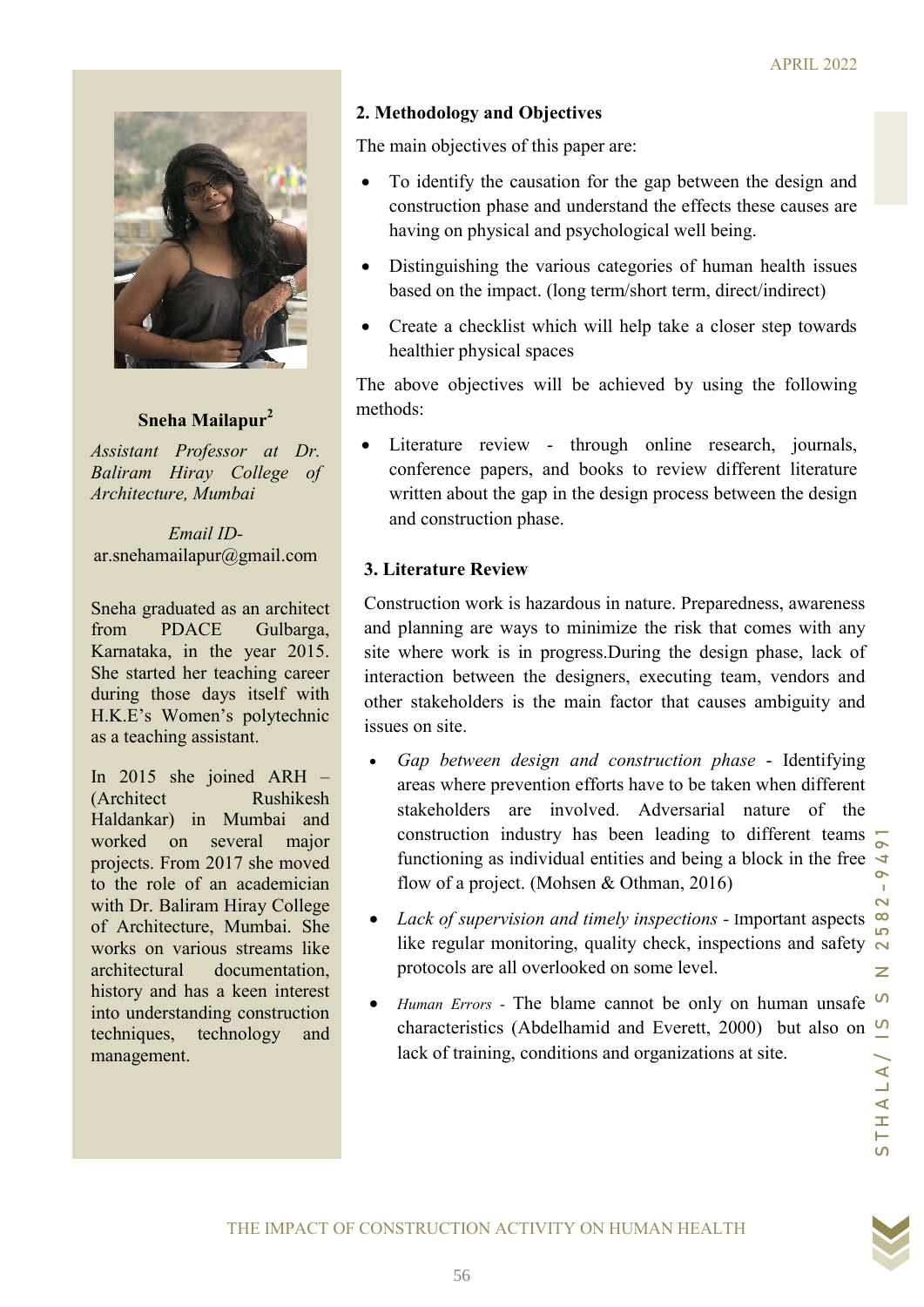**Sneha Mailapur**[2]

*Assistant Professor at Dr. Baliram Hiray College of Architecture, Mumbai*

*Email ID-*
ar.snehamailapur@gmail.com

Sneha graduated as an architect from PDACE Gulbarga, Karnataka, in the year 2015. She started her teaching career during those days itself with H.K.E's Women's polytechnic as a teaching assistant.

In 2015 she joined ARH – (Architect Rushikesh Haldankar) in Mumbai and worked on several major projects. From 2017 she moved to the role of an academician with Dr. Baliram Hiray College of Architecture, Mumbai. She works on various streams like architectural documentation, history and has a keen interest into understanding construction techniques, technology and management.

## 2. Methodology and Objectives

The main objectives of this paper are:

- To identify the causation for the gap between the design and construction phase and understand the effects these causes are having on physical and psychological well being.
- Distinguishing the various categories of human health issues based on the impact. (long term/short term, direct/indirect)
- Create a checklist which will help take a closer step towards healthier physical spaces

The above objectives will be achieved by using the following methods:

- Literature review - through online research, journals, conference papers, and books to review different literature written about the gap in the design process between the design and construction phase.

## 3. Literature Review

Construction work is hazardous in nature. Preparedness, awareness and planning are ways to minimize the risk that comes with any site where work is in progress.During the design phase, lack of interaction between the designers, executing team, vendors and other stakeholders is the main factor that causes ambiguity and issues on site.

- *Gap between design and construction phase* - Identifying areas where prevention efforts have to be taken when different stakeholders are involved. Adversarial nature of the construction industry has been leading to different teams functioning as individual entities and being a block in the free flow of a project. (Mohsen & Othman, 2016)
- *Lack of supervision and timely inspections* - Important aspects like regular monitoring, quality check, inspections and safety protocols are all overlooked on some level.
- *Human Errors* - The blame cannot be only on human unsafe characteristics (Abdelhamid and Everett, 2000) but also on lack of training, conditions and organizations at site.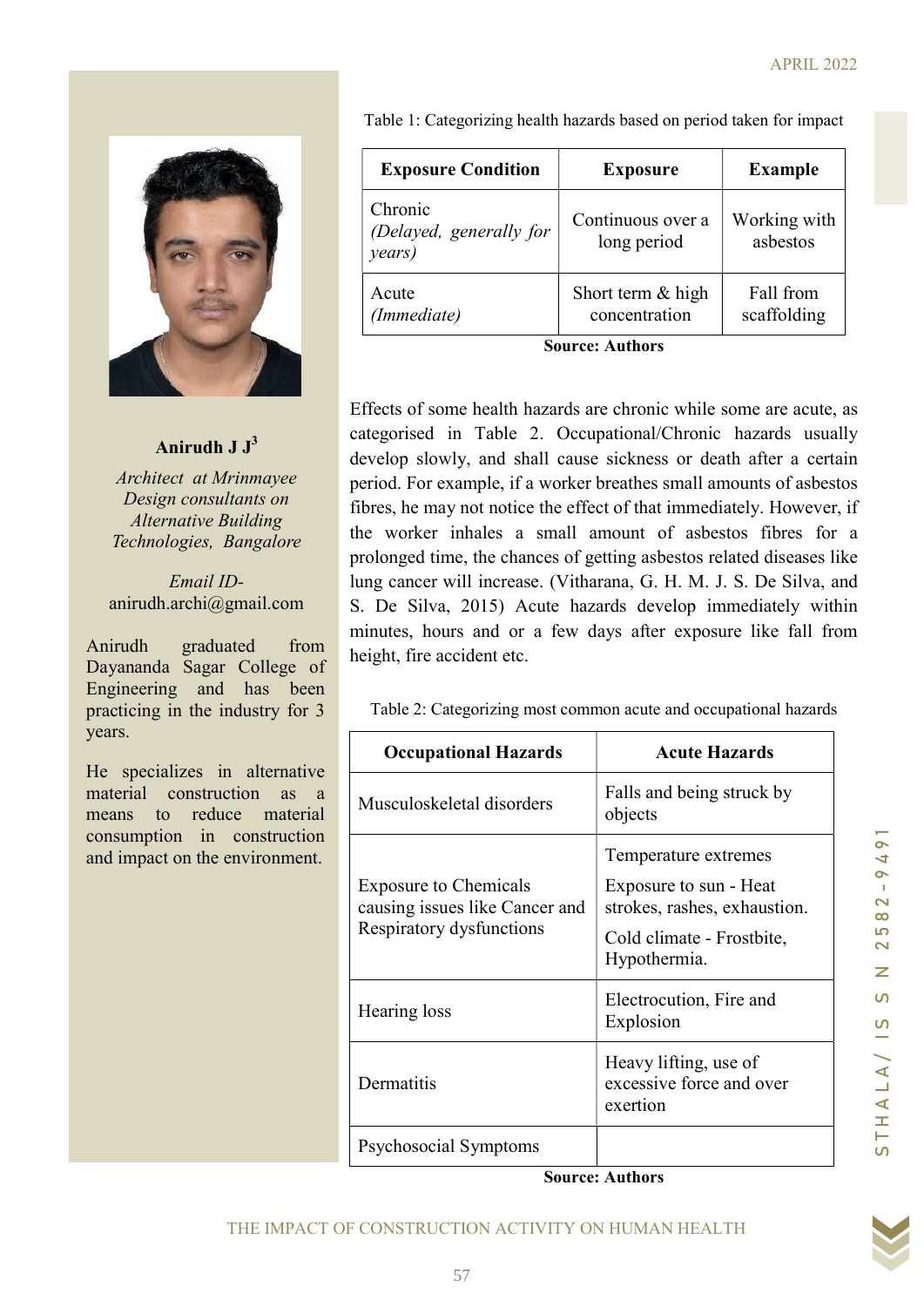**Anirudh J J[3]**

*Architect at Mrinmayee Design consultants on Alternative Building Technologies, Bangalore*

*Email ID-* anirudh.archi@gmail.com

Anirudh graduated from Dayananda Sagar College of Engineering and has been practicing in the industry for 3 years.

He specializes in alternative material construction as a means to reduce material consumption in construction and impact on the environment.

Table 1: Categorizing health hazards based on period taken for impact

| Exposure Condition | Exposure | Example |
|---|---|---|
| Chronic *(Delayed, generally for years)* | Continuous over a long period | Working with asbestos |
| Acute *(Immediate)* | Short term & high concentration | Fall from scaffolding |

**Source: Authors**

Effects of some health hazards are chronic while some are acute, as categorised in Table 2. Occupational/Chronic hazards usually develop slowly, and shall cause sickness or death after a certain period. For example, if a worker breathes small amounts of asbestos fibres, he may not notice the effect of that immediately. However, if the worker inhales a small amount of asbestos fibres for a prolonged time, the chances of getting asbestos related diseases like lung cancer will increase. (Vitharana, G. H. M. J. S. De Silva, and S. De Silva, 2015) Acute hazards develop immediately within minutes, hours and or a few days after exposure like fall from height, fire accident etc.

Table 2: Categorizing most common acute and occupational hazards

| Occupational Hazards | Acute Hazards |
|---|---|
| Musculoskeletal disorders | Falls and being struck by objects |
| Exposure to Chemicals causing issues like Cancer and Respiratory dysfunctions | Temperature extremes<br>Exposure to sun - Heat strokes, rashes, exhaustion.<br>Cold climate - Frostbite, Hypothermia. |
| Hearing loss | Electrocution, Fire and Explosion |
| Dermatitis | Heavy lifting, use of excessive force and over exertion |
| Psychosocial Symptoms | |

**Source: Authors**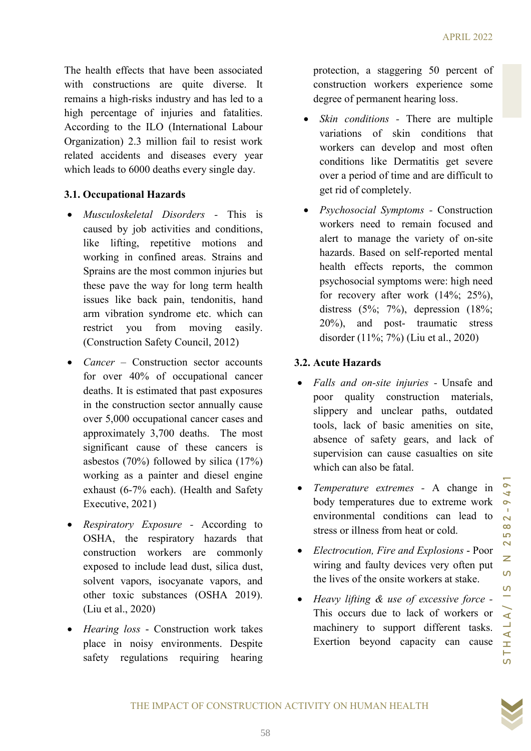The health effects that have been associated with constructions are quite diverse. It remains a high-risks industry and has led to a high percentage of injuries and fatalities. According to the ILO (International Labour Organization) 2.3 million fail to resist work related accidents and diseases every year which leads to 6000 deaths every single day.

### 3.1. Occupational Hazards

- *Musculoskeletal Disorders* - This is caused by job activities and conditions, like lifting, repetitive motions and working in confined areas. Strains and Sprains are the most common injuries but these pave the way for long term health issues like back pain, tendonitis, hand arm vibration syndrome etc. which can restrict you from moving easily. (Construction Safety Council, 2012)
- *Cancer* – Construction sector accounts for over 40% of occupational cancer deaths. It is estimated that past exposures in the construction sector annually cause over 5,000 occupational cancer cases and approximately 3,700 deaths. The most significant cause of these cancers is asbestos (70%) followed by silica (17%) working as a painter and diesel engine exhaust (6-7% each). (Health and Safety Executive, 2021)
- *Respiratory Exposure* - According to OSHA, the respiratory hazards that construction workers are commonly exposed to include lead dust, silica dust, solvent vapors, isocyanate vapors, and other toxic substances (OSHA 2019). (Liu et al., 2020)
- *Hearing loss* - Construction work takes place in noisy environments. Despite safety regulations requiring hearing protection, a staggering 50 percent of construction workers experience some degree of permanent hearing loss.
- *Skin conditions* - There are multiple variations of skin conditions that workers can develop and most often conditions like Dermatitis get severe over a period of time and are difficult to get rid of completely.
- *Psychosocial Symptoms* - Construction workers need to remain focused and alert to manage the variety of on-site hazards. Based on self-reported mental health effects reports, the common psychosocial symptoms were: high need for recovery after work (14%; 25%), distress (5%; 7%), depression (18%; 20%), and post- traumatic stress disorder (11%; 7%) (Liu et al., 2020)

### 3.2. Acute Hazards

- *Falls and on-site injuries* - Unsafe and poor quality construction materials, slippery and unclear paths, outdated tools, lack of basic amenities on site, absence of safety gears, and lack of supervision can cause casualties on site which can also be fatal.
- *Temperature extremes* - A change in body temperatures due to extreme work environmental conditions can lead to stress or illness from heat or cold.
- *Electrocution, Fire and Explosions* - Poor wiring and faulty devices very often put the lives of the onsite workers at stake.
- *Heavy lifting & use of excessive force* - This occurs due to lack of workers or machinery to support different tasks. Exertion beyond capacity can cause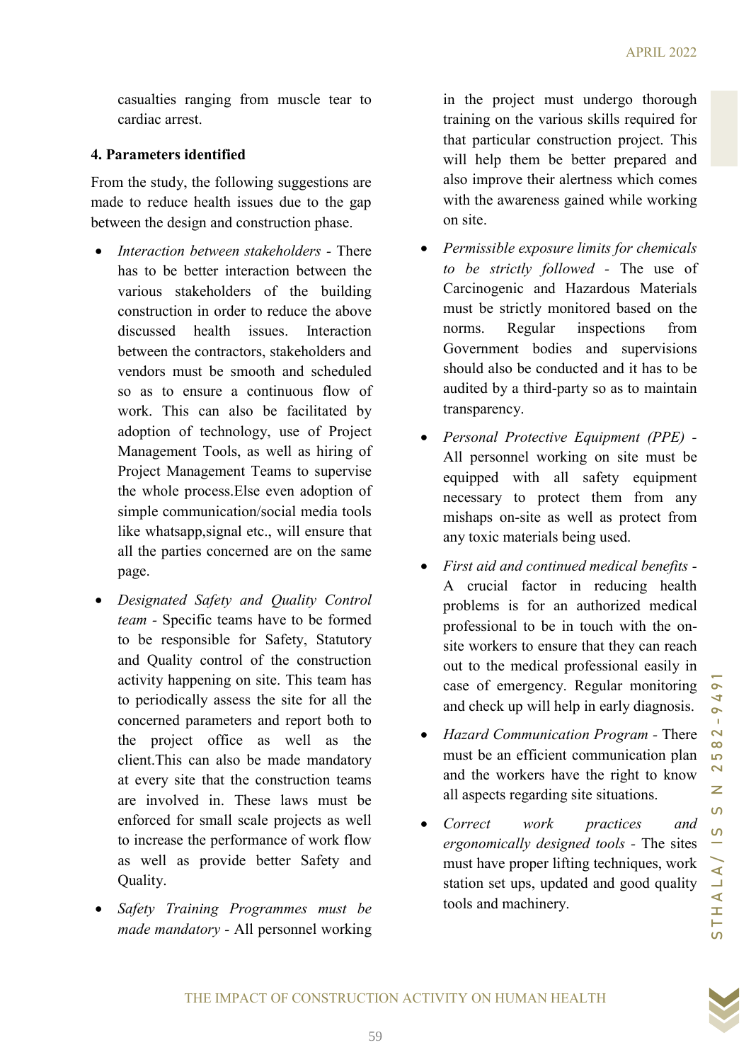casualties ranging from muscle tear to cardiac arrest.

**4. Parameters identified**

From the study, the following suggestions are made to reduce health issues due to the gap between the design and construction phase.

- *Interaction between stakeholders* - There has to be better interaction between the various stakeholders of the building construction in order to reduce the above discussed health issues. Interaction between the contractors, stakeholders and vendors must be smooth and scheduled so as to ensure a continuous flow of work. This can also be facilitated by adoption of technology, use of Project Management Tools, as well as hiring of Project Management Teams to supervise the whole process.Else even adoption of simple communication/social media tools like whatsapp,signal etc., will ensure that all the parties concerned are on the same page.
- *Designated Safety and Quality Control team* - Specific teams have to be formed to be responsible for Safety, Statutory and Quality control of the construction activity happening on site. This team has to periodically assess the site for all the concerned parameters and report both to the project office as well as the client.This can also be made mandatory at every site that the construction teams are involved in. These laws must be enforced for small scale projects as well to increase the performance of work flow as well as provide better Safety and Quality.
- *Safety Training Programmes must be made mandatory* - All personnel working in the project must undergo thorough training on the various skills required for that particular construction project. This will help them be better prepared and also improve their alertness which comes with the awareness gained while working on site.
- *Permissible exposure limits for chemicals to be strictly followed* - The use of Carcinogenic and Hazardous Materials must be strictly monitored based on the norms. Regular inspections from Government bodies and supervisions should also be conducted and it has to be audited by a third-party so as to maintain transparency.
- *Personal Protective Equipment (PPE)* - All personnel working on site must be equipped with all safety equipment necessary to protect them from any mishaps on-site as well as protect from any toxic materials being used.
- *First aid and continued medical benefits* - A crucial factor in reducing health problems is for an authorized medical professional to be in touch with the on-site workers to ensure that they can reach out to the medical professional easily in case of emergency. Regular monitoring and check up will help in early diagnosis.
- *Hazard Communication Program* - There must be an efficient communication plan and the workers have the right to know all aspects regarding site situations.
- *Correct work practices and ergonomically designed tools* - The sites must have proper lifting techniques, work station set ups, updated and good quality tools and machinery.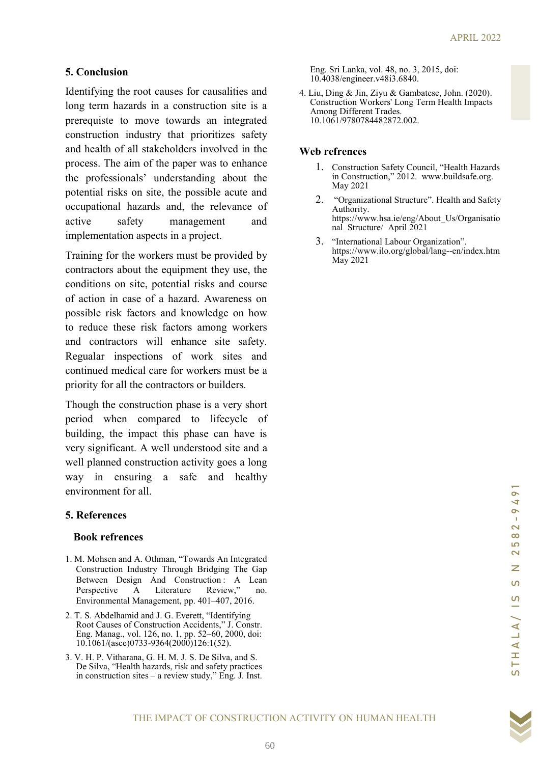## 5. Conclusion

Identifying the root causes for causalities and long term hazards in a construction site is a prerequiste to move towards an integrated construction industry that prioritizes safety and health of all stakeholders involved in the process. The aim of the paper was to enhance the professionals' understanding about the potential risks on site, the possible acute and occupational hazards and, the relevance of active safety management and implementation aspects in a project.

Training for the workers must be provided by contractors about the equipment they use, the conditions on site, potential risks and course of action in case of a hazard. Awareness on possible risk factors and knowledge on how to reduce these risk factors among workers and contractors will enhance site safety. Regualar inspections of work sites and continued medical care for workers must be a priority for all the contractors or builders.

Though the construction phase is a very short period when compared to lifecycle of building, the impact this phase can have is very significant. A well understood site and a well planned construction activity goes a long way in ensuring a safe and healthy environment for all.

## 5. References

### Book refrences

1. M. Mohsen and A. Othman, "Towards An Integrated Construction Industry Through Bridging The Gap Between Design And Construction : A Lean Perspective A Literature Review," no. Environmental Management, pp. 401–407, 2016.
2. T. S. Abdelhamid and J. G. Everett, "Identifying Root Causes of Construction Accidents," J. Constr. Eng. Manag., vol. 126, no. 1, pp. 52–60, 2000, doi: 10.1061/(asce)0733-9364(2000)126:1(52).
3. V. H. P. Vitharana, G. H. M. J. S. De Silva, and S. De Silva, "Health hazards, risk and safety practices in construction sites – a review study," Eng. J. Inst. Eng. Sri Lanka, vol. 48, no. 3, 2015, doi: 10.4038/engineer.v48i3.6840.
4. Liu, Ding & Jin, Ziyu & Gambatese, John. (2020). Construction Workers' Long Term Health Impacts Among Different Trades. 10.1061/9780784482872.002.

### Web refrences

1. Construction Safety Council, "Health Hazards in Construction," 2012. www.buildsafe.org. May 2021
2. "Organizational Structure". Health and Safety Authority. https://www.hsa.ie/eng/About_Us/Organisational_Structure/ April 2021
3. "International Labour Organization". https://www.ilo.org/global/lang--en/index.htm May 2021